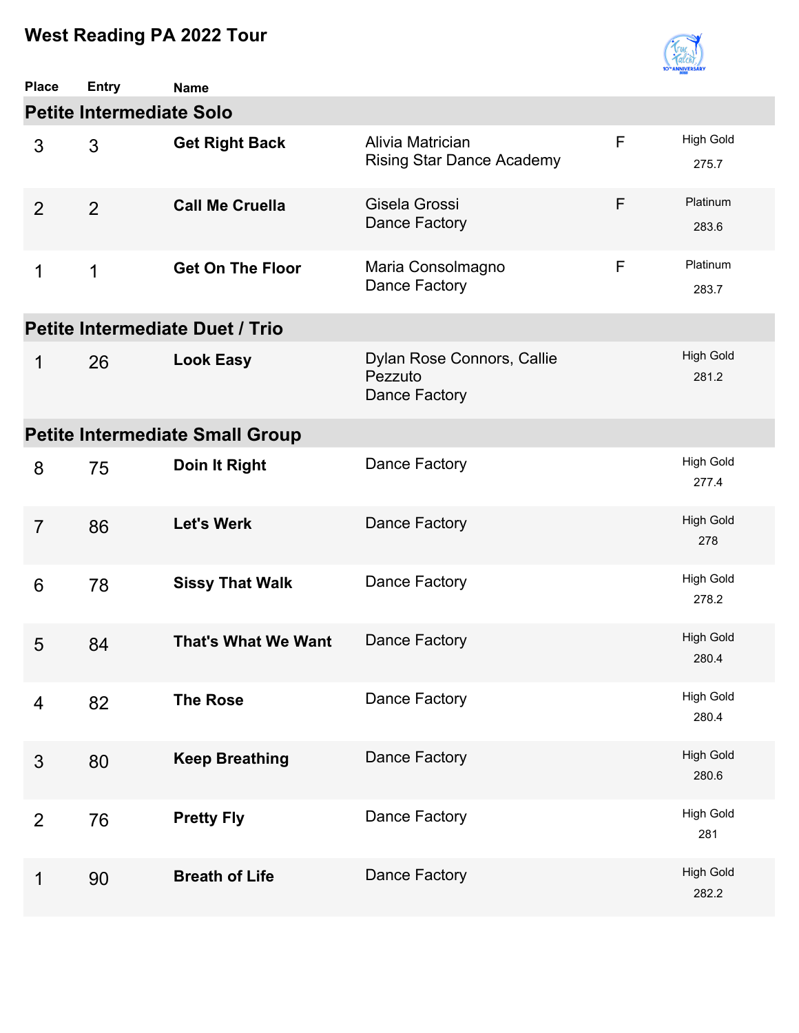# West Reading PA 2022 Tour

| Place | Entry | Name | | | |
|---|---|---|---|---|---|
| **Petite Intermediate Solo** | | | | | |
| 3 | 3 | **Get Right Back** | Alivia Matrician<br>Rising Star Dance Academy | F | High Gold<br>275.7 |
| 2 | 2 | **Call Me Cruella** | Gisela Grossi<br>Dance Factory | F | Platinum<br>283.6 |
| 1 | 1 | **Get On The Floor** | Maria Consolmagno<br>Dance Factory | F | Platinum<br>283.7 |
| **Petite Intermediate Duet / Trio** | | | | | |
| 1 | 26 | **Look Easy** | Dylan Rose Connors, Callie Pezzuto<br>Dance Factory | | High Gold<br>281.2 |
| **Petite Intermediate Small Group** | | | | | |
| 8 | 75 | **Doin It Right** | Dance Factory | | High Gold<br>277.4 |
| 7 | 86 | **Let's Werk** | Dance Factory | | High Gold<br>278 |
| 6 | 78 | **Sissy That Walk** | Dance Factory | | High Gold<br>278.2 |
| 5 | 84 | **That's What We Want** | Dance Factory | | High Gold<br>280.4 |
| 4 | 82 | **The Rose** | Dance Factory | | High Gold<br>280.4 |
| 3 | 80 | **Keep Breathing** | Dance Factory | | High Gold<br>280.6 |
| 2 | 76 | **Pretty Fly** | Dance Factory | | High Gold<br>281 |
| 1 | 90 | **Breath of Life** | Dance Factory | | High Gold<br>282.2 |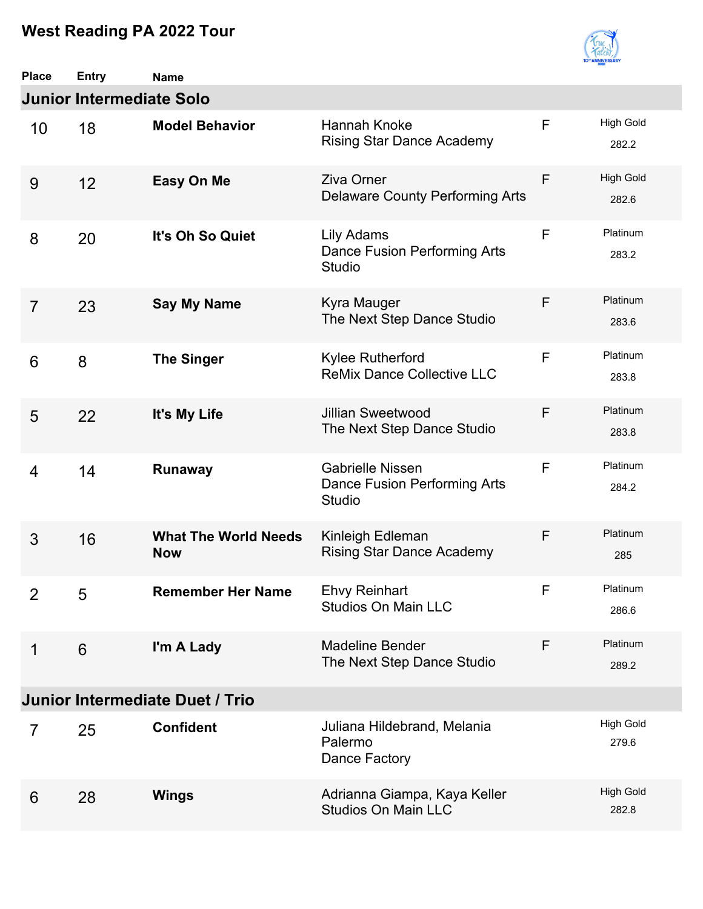# West Reading PA 2022 Tour

## Junior Intermediate Solo

| Place | Entry | Name | | | |
|---|---|---|---|---|---|
| 10 | 18 | **Model Behavior** | Hannah Knoke<br>Rising Star Dance Academy | F | High Gold<br>282.2 |
| 9 | 12 | **Easy On Me** | Ziva Orner<br>Delaware County Performing Arts | F | High Gold<br>282.6 |
| 8 | 20 | **It's Oh So Quiet** | Lily Adams<br>Dance Fusion Performing Arts Studio | F | Platinum<br>283.2 |
| 7 | 23 | **Say My Name** | Kyra Mauger<br>The Next Step Dance Studio | F | Platinum<br>283.6 |
| 6 | 8 | **The Singer** | Kylee Rutherford<br>ReMix Dance Collective LLC | F | Platinum<br>283.8 |
| 5 | 22 | **It's My Life** | Jillian Sweetwood<br>The Next Step Dance Studio | F | Platinum<br>283.8 |
| 4 | 14 | **Runaway** | Gabrielle Nissen<br>Dance Fusion Performing Arts Studio | F | Platinum<br>284.2 |
| 3 | 16 | **What The World Needs Now** | Kinleigh Edleman<br>Rising Star Dance Academy | F | Platinum<br>285 |
| 2 | 5 | **Remember Her Name** | Ehvy Reinhart<br>Studios On Main LLC | F | Platinum<br>286.6 |
| 1 | 6 | **I'm A Lady** | Madeline Bender<br>The Next Step Dance Studio | F | Platinum<br>289.2 |

## Junior Intermediate Duet / Trio

| Place | Entry | Name | | | |
|---|---|---|---|---|---|
| 7 | 25 | **Confident** | Juliana Hildebrand, Melania Palermo<br>Dance Factory | | High Gold<br>279.6 |
| 6 | 28 | **Wings** | Adrianna Giampa, Kaya Keller<br>Studios On Main LLC | | High Gold<br>282.8 |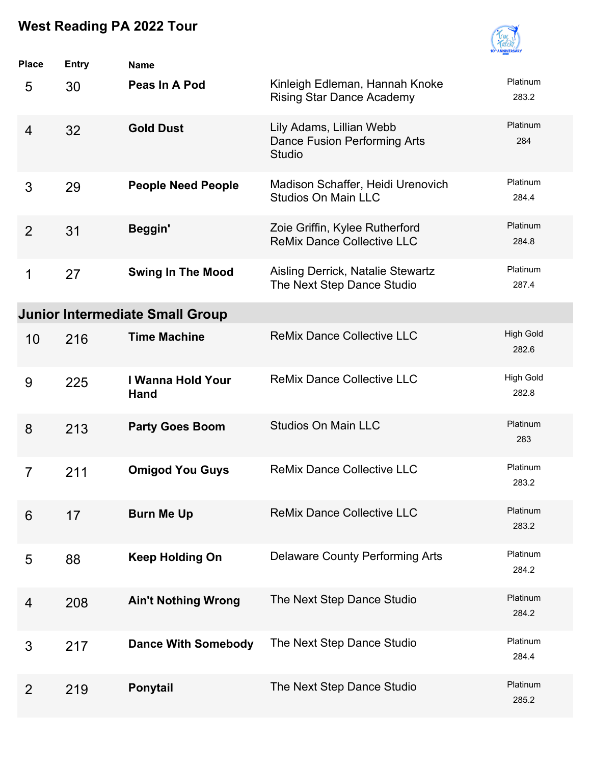## West Reading PA 2022 Tour

| Place | Entry | Name | | |
|---|---|---|---|---|
| 5 | 30 | **Peas In A Pod** | Kinleigh Edleman, Hannah Knoke<br>Rising Star Dance Academy | Platinum<br>283.2 |
| 4 | 32 | **Gold Dust** | Lily Adams, Lillian Webb<br>Dance Fusion Performing Arts Studio | Platinum<br>284 |
| 3 | 29 | **People Need People** | Madison Schaffer, Heidi Urenovich<br>Studios On Main LLC | Platinum<br>284.4 |
| 2 | 31 | **Beggin'** | Zoie Griffin, Kylee Rutherford<br>ReMix Dance Collective LLC | Platinum<br>284.8 |
| 1 | 27 | **Swing In The Mood** | Aisling Derrick, Natalie Stewartz<br>The Next Step Dance Studio | Platinum<br>287.4 |

### Junior Intermediate Small Group

| | | | | |
|---|---|---|---|---|
| 10 | 216 | **Time Machine** | ReMix Dance Collective LLC | High Gold<br>282.6 |
| 9 | 225 | **I Wanna Hold Your Hand** | ReMix Dance Collective LLC | High Gold<br>282.8 |
| 8 | 213 | **Party Goes Boom** | Studios On Main LLC | Platinum<br>283 |
| 7 | 211 | **Omigod You Guys** | ReMix Dance Collective LLC | Platinum<br>283.2 |
| 6 | 17 | **Burn Me Up** | ReMix Dance Collective LLC | Platinum<br>283.2 |
| 5 | 88 | **Keep Holding On** | Delaware County Performing Arts | Platinum<br>284.2 |
| 4 | 208 | **Ain't Nothing Wrong** | The Next Step Dance Studio | Platinum<br>284.2 |
| 3 | 217 | **Dance With Somebody** | The Next Step Dance Studio | Platinum<br>284.4 |
| 2 | 219 | **Ponytail** | The Next Step Dance Studio | Platinum<br>285.2 |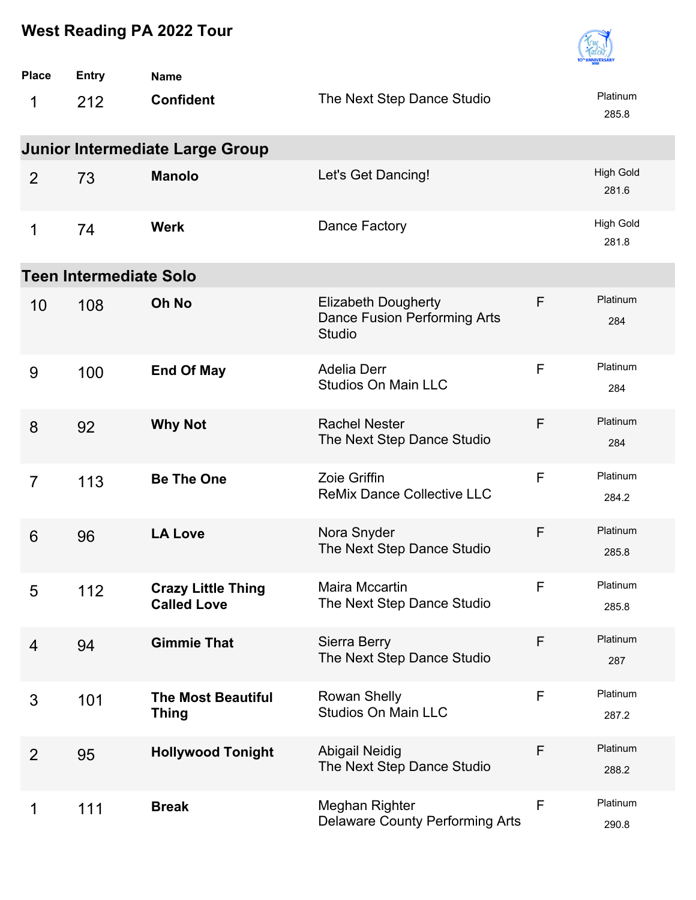# West Reading PA 2022 Tour

| Place | Entry | Name | | | |
|---|---|---|---|---|---|
| 1 | 212 | **Confident** | The Next Step Dance Studio | | Platinum 285.8 |

## Junior Intermediate Large Group

| | | | | | |
|---|---|---|---|---|---|
| 2 | 73 | **Manolo** | Let's Get Dancing! | | High Gold 281.6 |
| 1 | 74 | **Werk** | Dance Factory | | High Gold 281.8 |

## Teen Intermediate Solo

| | | | | | |
|---|---|---|---|---|---|
| 10 | 108 | **Oh No** | Elizabeth Dougherty<br>Dance Fusion Performing Arts Studio | F | Platinum 284 |
| 9 | 100 | **End Of May** | Adelia Derr<br>Studios On Main LLC | F | Platinum 284 |
| 8 | 92 | **Why Not** | Rachel Nester<br>The Next Step Dance Studio | F | Platinum 284 |
| 7 | 113 | **Be The One** | Zoie Griffin<br>ReMix Dance Collective LLC | F | Platinum 284.2 |
| 6 | 96 | **LA Love** | Nora Snyder<br>The Next Step Dance Studio | F | Platinum 285.8 |
| 5 | 112 | **Crazy Little Thing Called Love** | Maira Mccartin<br>The Next Step Dance Studio | F | Platinum 285.8 |
| 4 | 94 | **Gimmie That** | Sierra Berry<br>The Next Step Dance Studio | F | Platinum 287 |
| 3 | 101 | **The Most Beautiful Thing** | Rowan Shelly<br>Studios On Main LLC | F | Platinum 287.2 |
| 2 | 95 | **Hollywood Tonight** | Abigail Neidig<br>The Next Step Dance Studio | F | Platinum 288.2 |
| 1 | 111 | **Break** | Meghan Righter<br>Delaware County Performing Arts | F | Platinum 290.8 |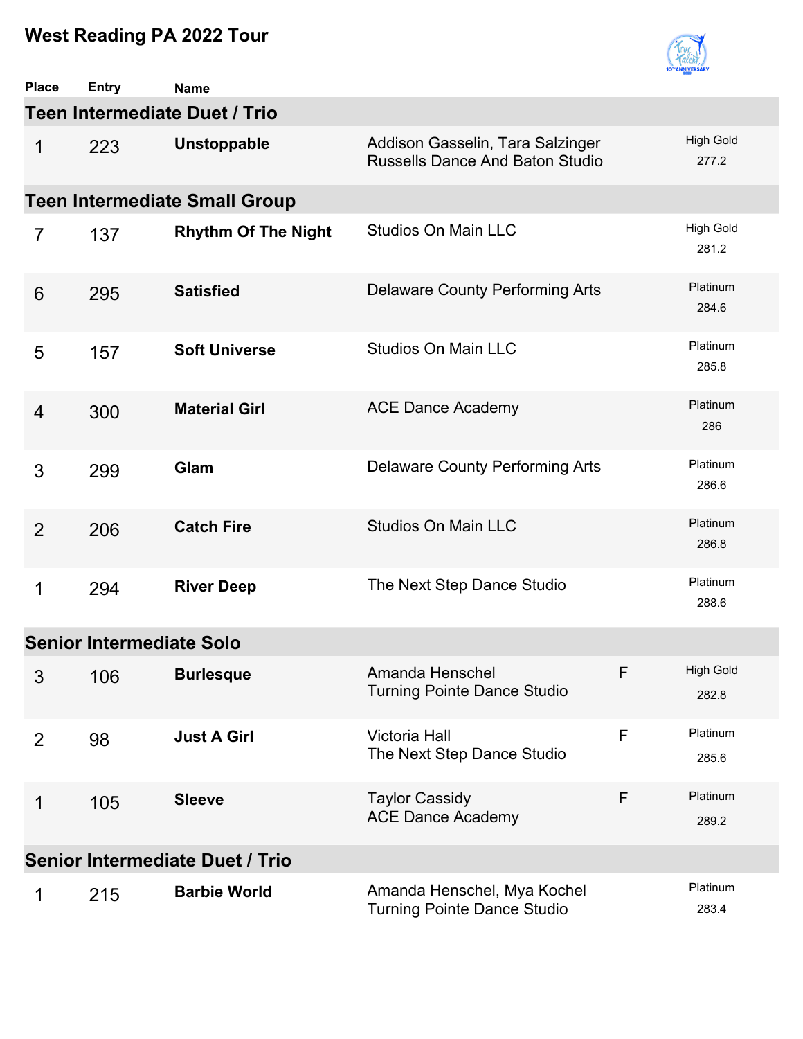# West Reading PA 2022 Tour

| Place | Entry | Name | | | |
|---|---|---|---|---|---|
| **Teen Intermediate Duet / Trio** | | | | | |
| 1 | 223 | **Unstoppable** | Addison Gasselin, Tara Salzinger<br>Russells Dance And Baton Studio | | High Gold<br>277.2 |
| **Teen Intermediate Small Group** | | | | | |
| 7 | 137 | **Rhythm Of The Night** | Studios On Main LLC | | High Gold<br>281.2 |
| 6 | 295 | **Satisfied** | Delaware County Performing Arts | | Platinum<br>284.6 |
| 5 | 157 | **Soft Universe** | Studios On Main LLC | | Platinum<br>285.8 |
| 4 | 300 | **Material Girl** | ACE Dance Academy | | Platinum<br>286 |
| 3 | 299 | **Glam** | Delaware County Performing Arts | | Platinum<br>286.6 |
| 2 | 206 | **Catch Fire** | Studios On Main LLC | | Platinum<br>286.8 |
| 1 | 294 | **River Deep** | The Next Step Dance Studio | | Platinum<br>288.6 |
| **Senior Intermediate Solo** | | | | | |
| 3 | 106 | **Burlesque** | Amanda Henschel<br>Turning Pointe Dance Studio | F | High Gold<br>282.8 |
| 2 | 98 | **Just A Girl** | Victoria Hall<br>The Next Step Dance Studio | F | Platinum<br>285.6 |
| 1 | 105 | **Sleeve** | Taylor Cassidy<br>ACE Dance Academy | F | Platinum<br>289.2 |
| **Senior Intermediate Duet / Trio** | | | | | |
| 1 | 215 | **Barbie World** | Amanda Henschel, Mya Kochel<br>Turning Pointe Dance Studio | | Platinum<br>283.4 |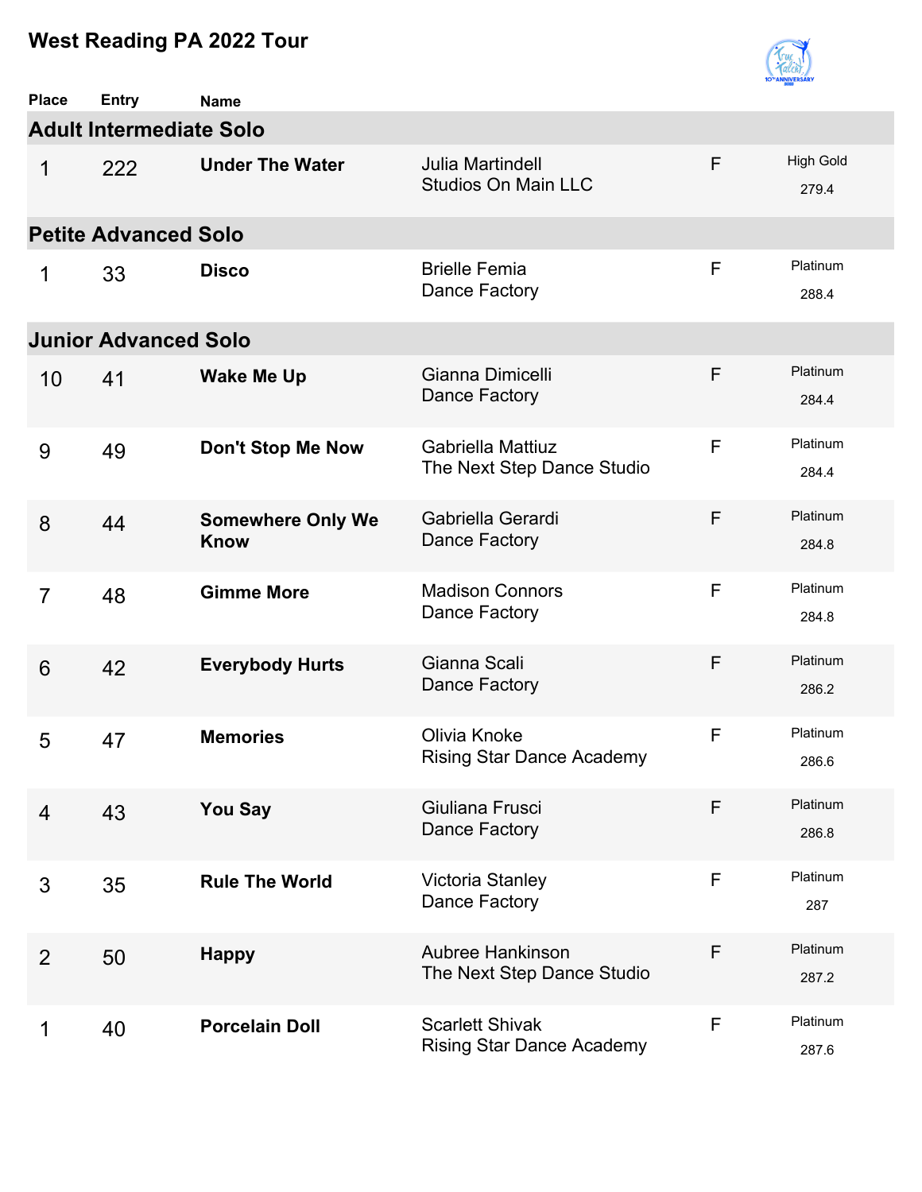## West Reading PA 2022 Tour

| Place | Entry | Name | | | |
|---|---|---|---|---|---|
| **Adult Intermediate Solo** | | | | | |
| 1 | 222 | **Under The Water** | Julia Martindell<br>Studios On Main LLC | F | High Gold<br>279.4 |
| **Petite Advanced Solo** | | | | | |
| 1 | 33 | **Disco** | Brielle Femia<br>Dance Factory | F | Platinum<br>288.4 |
| **Junior Advanced Solo** | | | | | |
| 10 | 41 | **Wake Me Up** | Gianna Dimicelli<br>Dance Factory | F | Platinum<br>284.4 |
| 9 | 49 | **Don't Stop Me Now** | Gabriella Mattiuz<br>The Next Step Dance Studio | F | Platinum<br>284.4 |
| 8 | 44 | **Somewhere Only We Know** | Gabriella Gerardi<br>Dance Factory | F | Platinum<br>284.8 |
| 7 | 48 | **Gimme More** | Madison Connors<br>Dance Factory | F | Platinum<br>284.8 |
| 6 | 42 | **Everybody Hurts** | Gianna Scali<br>Dance Factory | F | Platinum<br>286.2 |
| 5 | 47 | **Memories** | Olivia Knoke<br>Rising Star Dance Academy | F | Platinum<br>286.6 |
| 4 | 43 | **You Say** | Giuliana Frusci<br>Dance Factory | F | Platinum<br>286.8 |
| 3 | 35 | **Rule The World** | Victoria Stanley<br>Dance Factory | F | Platinum<br>287 |
| 2 | 50 | **Happy** | Aubree Hankinson<br>The Next Step Dance Studio | F | Platinum<br>287.2 |
| 1 | 40 | **Porcelain Doll** | Scarlett Shivak<br>Rising Star Dance Academy | F | Platinum<br>287.6 |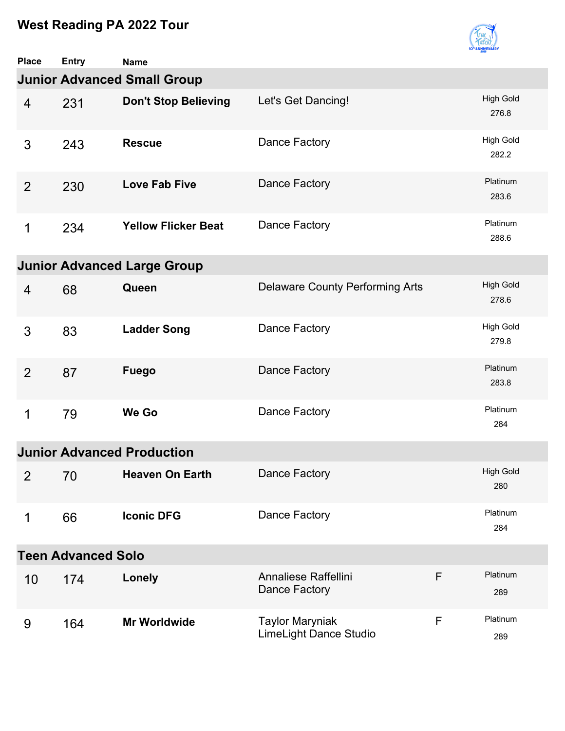# West Reading PA 2022 Tour

| Place | Entry | Name | | | |
|---|---|---|---|---|---|
| **Junior Advanced Small Group** | | | | | |
| 4 | 231 | **Don't Stop Believing** | Let's Get Dancing! | | High Gold 276.8 |
| 3 | 243 | **Rescue** | Dance Factory | | High Gold 282.2 |
| 2 | 230 | **Love Fab Five** | Dance Factory | | Platinum 283.6 |
| 1 | 234 | **Yellow Flicker Beat** | Dance Factory | | Platinum 288.6 |
| **Junior Advanced Large Group** | | | | | |
| 4 | 68 | **Queen** | Delaware County Performing Arts | | High Gold 278.6 |
| 3 | 83 | **Ladder Song** | Dance Factory | | High Gold 279.8 |
| 2 | 87 | **Fuego** | Dance Factory | | Platinum 283.8 |
| 1 | 79 | **We Go** | Dance Factory | | Platinum 284 |
| **Junior Advanced Production** | | | | | |
| 2 | 70 | **Heaven On Earth** | Dance Factory | | High Gold 280 |
| 1 | 66 | **Iconic DFG** | Dance Factory | | Platinum 284 |
| **Teen Advanced Solo** | | | | | |
| 10 | 174 | **Lonely** | Annaliese Raffellini Dance Factory | F | Platinum 289 |
| 9 | 164 | **Mr Worldwide** | Taylor Maryniak LimeLight Dance Studio | F | Platinum 289 |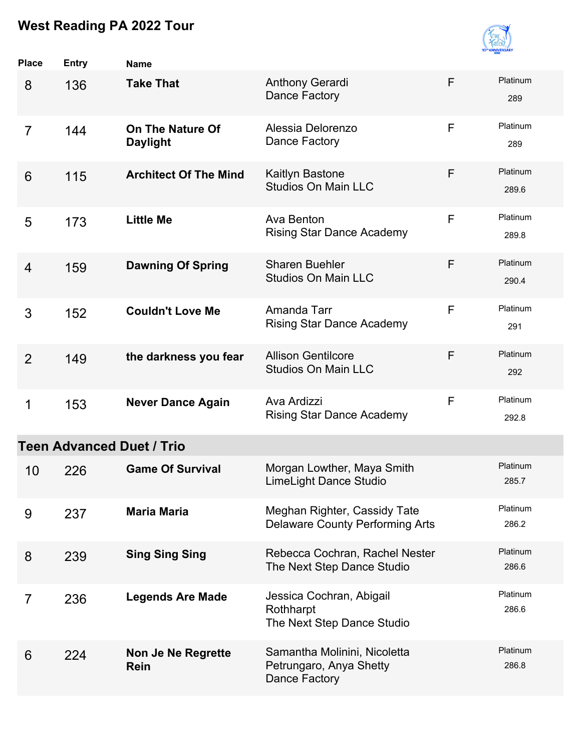## West Reading PA 2022 Tour

| Place | Entry | Name | | | |
|---|---|---|---|---|---|
| 8 | 136 | **Take That** | Anthony Gerardi<br>Dance Factory | F | Platinum<br>289 |
| 7 | 144 | **On The Nature Of Daylight** | Alessia Delorenzo<br>Dance Factory | F | Platinum<br>289 |
| 6 | 115 | **Architect Of The Mind** | Kaitlyn Bastone<br>Studios On Main LLC | F | Platinum<br>289.6 |
| 5 | 173 | **Little Me** | Ava Benton<br>Rising Star Dance Academy | F | Platinum<br>289.8 |
| 4 | 159 | **Dawning Of Spring** | Sharen Buehler<br>Studios On Main LLC | F | Platinum<br>290.4 |
| 3 | 152 | **Couldn't Love Me** | Amanda Tarr<br>Rising Star Dance Academy | F | Platinum<br>291 |
| 2 | 149 | **the darkness you fear** | Allison Gentilcore<br>Studios On Main LLC | F | Platinum<br>292 |
| 1 | 153 | **Never Dance Again** | Ava Ardizzi<br>Rising Star Dance Academy | F | Platinum<br>292.8 |

### Teen Advanced Duet / Trio

| Place | Entry | Name | | Award |
|---|---|---|---|---|
| 10 | 226 | **Game Of Survival** | Morgan Lowther, Maya Smith<br>LimeLight Dance Studio | Platinum<br>285.7 |
| 9 | 237 | **Maria Maria** | Meghan Righter, Cassidy Tate<br>Delaware County Performing Arts | Platinum<br>286.2 |
| 8 | 239 | **Sing Sing Sing** | Rebecca Cochran, Rachel Nester<br>The Next Step Dance Studio | Platinum<br>286.6 |
| 7 | 236 | **Legends Are Made** | Jessica Cochran, Abigail Rothharpt<br>The Next Step Dance Studio | Platinum<br>286.6 |
| 6 | 224 | **Non Je Ne Regrette Rein** | Samantha Molinini, Nicoletta Petrungaro, Anya Shetty<br>Dance Factory | Platinum<br>286.8 |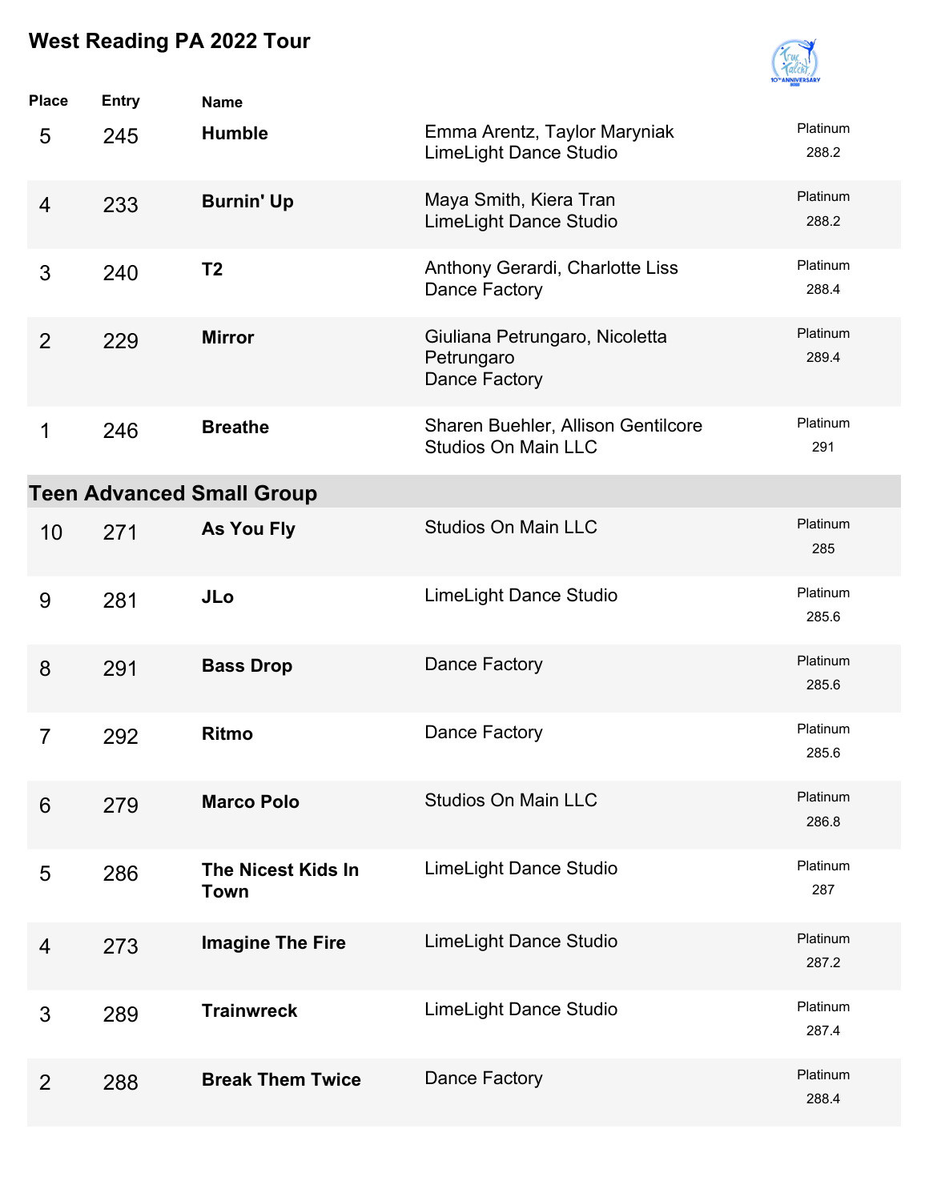## West Reading PA 2022 Tour

| Place | Entry | Name | | |
|---|---|---|---|---|
| 5 | 245 | **Humble** | Emma Arentz, Taylor Maryniak<br>LimeLight Dance Studio | Platinum<br>288.2 |
| 4 | 233 | **Burnin' Up** | Maya Smith, Kiera Tran<br>LimeLight Dance Studio | Platinum<br>288.2 |
| 3 | 240 | **T2** | Anthony Gerardi, Charlotte Liss<br>Dance Factory | Platinum<br>288.4 |
| 2 | 229 | **Mirror** | Giuliana Petrungaro, Nicoletta Petrungaro<br>Dance Factory | Platinum<br>289.4 |
| 1 | 246 | **Breathe** | Sharen Buehler, Allison Gentilcore<br>Studios On Main LLC | Platinum<br>291 |

### Teen Advanced Small Group

| Place | Entry | Name | | |
|---|---|---|---|---|
| 10 | 271 | **As You Fly** | Studios On Main LLC | Platinum<br>285 |
| 9 | 281 | **JLo** | LimeLight Dance Studio | Platinum<br>285.6 |
| 8 | 291 | **Bass Drop** | Dance Factory | Platinum<br>285.6 |
| 7 | 292 | **Ritmo** | Dance Factory | Platinum<br>285.6 |
| 6 | 279 | **Marco Polo** | Studios On Main LLC | Platinum<br>286.8 |
| 5 | 286 | **The Nicest Kids In Town** | LimeLight Dance Studio | Platinum<br>287 |
| 4 | 273 | **Imagine The Fire** | LimeLight Dance Studio | Platinum<br>287.2 |
| 3 | 289 | **Trainwreck** | LimeLight Dance Studio | Platinum<br>287.4 |
| 2 | 288 | **Break Them Twice** | Dance Factory | Platinum<br>288.4 |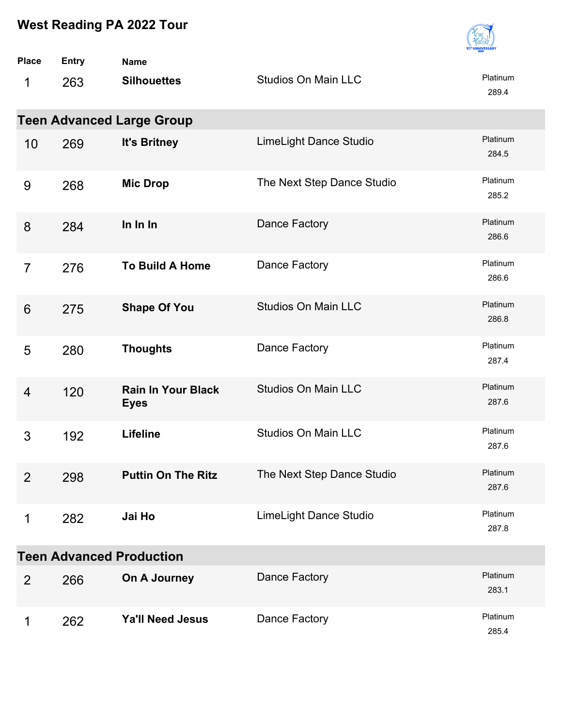# West Reading PA 2022 Tour

| Place | Entry | Name | Studio | Award / Score |
|---|---|---|---|---|
| 1 | 263 | **Silhouettes** | Studios On Main LLC | Platinum 289.4 |

## Teen Advanced Large Group

| Place | Entry | Name | Studio | Award / Score |
|---|---|---|---|---|
| 10 | 269 | **It's Britney** | LimeLight Dance Studio | Platinum 284.5 |
| 9 | 268 | **Mic Drop** | The Next Step Dance Studio | Platinum 285.2 |
| 8 | 284 | **In In In** | Dance Factory | Platinum 286.6 |
| 7 | 276 | **To Build A Home** | Dance Factory | Platinum 286.6 |
| 6 | 275 | **Shape Of You** | Studios On Main LLC | Platinum 286.8 |
| 5 | 280 | **Thoughts** | Dance Factory | Platinum 287.4 |
| 4 | 120 | **Rain In Your Black Eyes** | Studios On Main LLC | Platinum 287.6 |
| 3 | 192 | **Lifeline** | Studios On Main LLC | Platinum 287.6 |
| 2 | 298 | **Puttin On The Ritz** | The Next Step Dance Studio | Platinum 287.6 |
| 1 | 282 | **Jai Ho** | LimeLight Dance Studio | Platinum 287.8 |

## Teen Advanced Production

| Place | Entry | Name | Studio | Award / Score |
|---|---|---|---|---|
| 2 | 266 | **On A Journey** | Dance Factory | Platinum 283.1 |
| 1 | 262 | **Ya'll Need Jesus** | Dance Factory | Platinum 285.4 |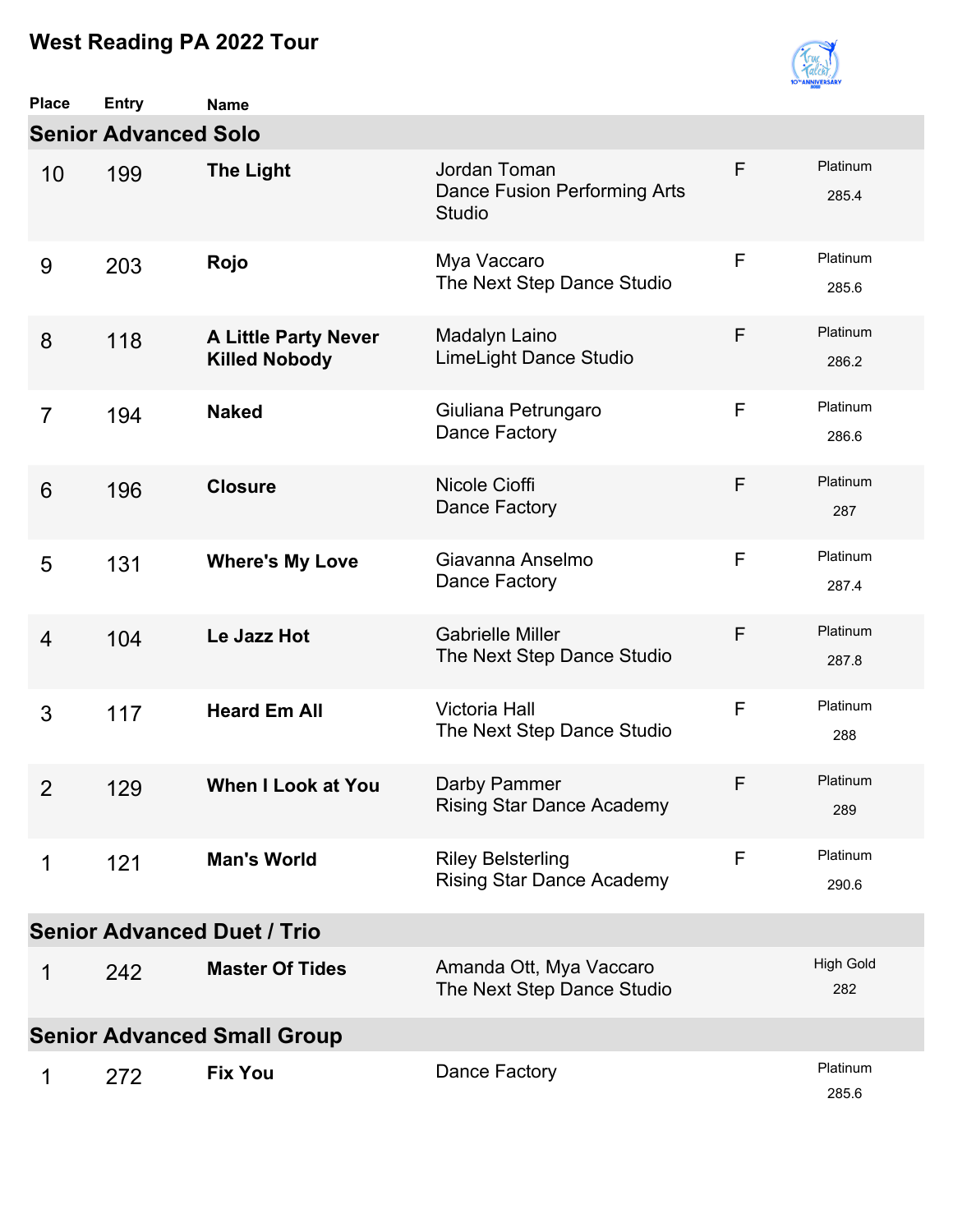# West Reading PA 2022 Tour

| Place | Entry | Name | | | |
|---|---|---|---|---|---|
| **Senior Advanced Solo** | | | | | |
| 10 | 199 | **The Light** | Jordan Toman<br>Dance Fusion Performing Arts Studio | F | Platinum<br>285.4 |
| 9 | 203 | **Rojo** | Mya Vaccaro<br>The Next Step Dance Studio | F | Platinum<br>285.6 |
| 8 | 118 | **A Little Party Never Killed Nobody** | Madalyn Laino<br>LimeLight Dance Studio | F | Platinum<br>286.2 |
| 7 | 194 | **Naked** | Giuliana Petrungaro<br>Dance Factory | F | Platinum<br>286.6 |
| 6 | 196 | **Closure** | Nicole Cioffi<br>Dance Factory | F | Platinum<br>287 |
| 5 | 131 | **Where's My Love** | Giavanna Anselmo<br>Dance Factory | F | Platinum<br>287.4 |
| 4 | 104 | **Le Jazz Hot** | Gabrielle Miller<br>The Next Step Dance Studio | F | Platinum<br>287.8 |
| 3 | 117 | **Heard Em All** | Victoria Hall<br>The Next Step Dance Studio | F | Platinum<br>288 |
| 2 | 129 | **When I Look at You** | Darby Pammer<br>Rising Star Dance Academy | F | Platinum<br>289 |
| 1 | 121 | **Man's World** | Riley Belsterling<br>Rising Star Dance Academy | F | Platinum<br>290.6 |
| **Senior Advanced Duet / Trio** | | | | | |
| 1 | 242 | **Master Of Tides** | Amanda Ott, Mya Vaccaro<br>The Next Step Dance Studio | | High Gold<br>282 |
| **Senior Advanced Small Group** | | | | | |
| 1 | 272 | **Fix You** | Dance Factory | | Platinum<br>285.6 |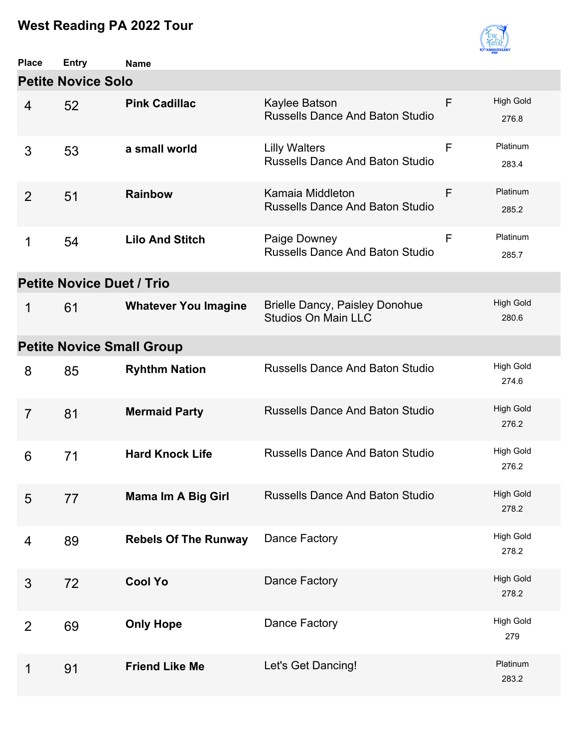# West Reading PA 2022 Tour

## Petite Novice Solo

| Place | Entry | Name | | | |
|---|---|---|---|---|---|
| 4 | 52 | **Pink Cadillac** | Kaylee Batson<br>Russells Dance And Baton Studio | F | High Gold<br>276.8 |
| 3 | 53 | **a small world** | Lilly Walters<br>Russells Dance And Baton Studio | F | Platinum<br>283.4 |
| 2 | 51 | **Rainbow** | Kamaia Middleton<br>Russells Dance And Baton Studio | F | Platinum<br>285.2 |
| 1 | 54 | **Lilo And Stitch** | Paige Downey<br>Russells Dance And Baton Studio | F | Platinum<br>285.7 |

## Petite Novice Duet / Trio

| Place | Entry | Name | | | |
|---|---|---|---|---|---|
| 1 | 61 | **Whatever You Imagine** | Brielle Dancy, Paisley Donohue<br>Studios On Main LLC | | High Gold<br>280.6 |

## Petite Novice Small Group

| Place | Entry | Name | | | |
|---|---|---|---|---|---|
| 8 | 85 | **Ryhthm Nation** | Russells Dance And Baton Studio | | High Gold<br>274.6 |
| 7 | 81 | **Mermaid Party** | Russells Dance And Baton Studio | | High Gold<br>276.2 |
| 6 | 71 | **Hard Knock Life** | Russells Dance And Baton Studio | | High Gold<br>276.2 |
| 5 | 77 | **Mama Im A Big Girl** | Russells Dance And Baton Studio | | High Gold<br>278.2 |
| 4 | 89 | **Rebels Of The Runway** | Dance Factory | | High Gold<br>278.2 |
| 3 | 72 | **Cool Yo** | Dance Factory | | High Gold<br>278.2 |
| 2 | 69 | **Only Hope** | Dance Factory | | High Gold<br>279 |
| 1 | 91 | **Friend Like Me** | Let's Get Dancing! | | Platinum<br>283.2 |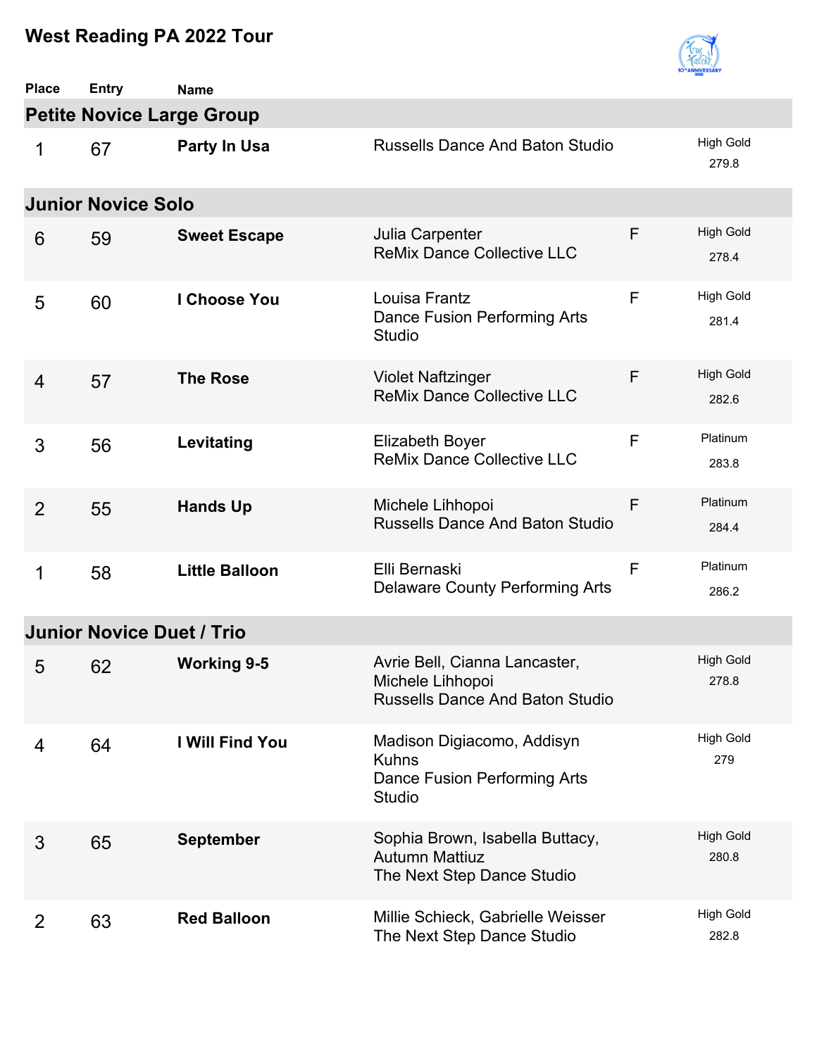# West Reading PA 2022 Tour

| Place | Entry | Name | | | |
| --- | --- | --- | --- | --- | --- |
| **Petite Novice Large Group** | | | | | |
| 1 | 67 | **Party In Usa** | Russells Dance And Baton Studio | | High Gold 279.8 |
| **Junior Novice Solo** | | | | | |
| 6 | 59 | **Sweet Escape** | Julia Carpenter ReMix Dance Collective LLC | F | High Gold 278.4 |
| 5 | 60 | **I Choose You** | Louisa Frantz Dance Fusion Performing Arts Studio | F | High Gold 281.4 |
| 4 | 57 | **The Rose** | Violet Naftzinger ReMix Dance Collective LLC | F | High Gold 282.6 |
| 3 | 56 | **Levitating** | Elizabeth Boyer ReMix Dance Collective LLC | F | Platinum 283.8 |
| 2 | 55 | **Hands Up** | Michele Lihhopoi Russells Dance And Baton Studio | F | Platinum 284.4 |
| 1 | 58 | **Little Balloon** | Elli Bernaski Delaware County Performing Arts | F | Platinum 286.2 |
| **Junior Novice Duet / Trio** | | | | | |
| 5 | 62 | **Working 9-5** | Avrie Bell, Cianna Lancaster, Michele Lihhopoi Russells Dance And Baton Studio | | High Gold 278.8 |
| 4 | 64 | **I Will Find You** | Madison Digiacomo, Addisyn Kuhns Dance Fusion Performing Arts Studio | | High Gold 279 |
| 3 | 65 | **September** | Sophia Brown, Isabella Buttacy, Autumn Mattiuz The Next Step Dance Studio | | High Gold 280.8 |
| 2 | 63 | **Red Balloon** | Millie Schieck, Gabrielle Weisser The Next Step Dance Studio | | High Gold 282.8 |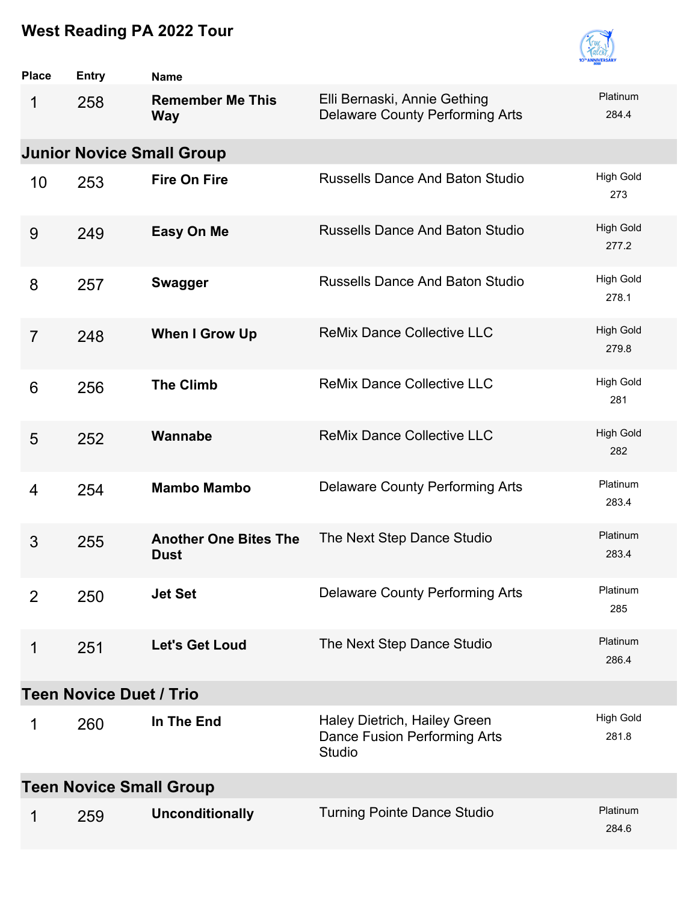# West Reading PA 2022 Tour

| Place | Entry | Name | | |
|---|---|---|---|---|
| 1 | 258 | **Remember Me This Way** | Elli Bernaski, Annie Gething Delaware County Performing Arts | Platinum 284.4 |

## Junior Novice Small Group

| Place | Entry | Name | | |
|---|---|---|---|---|
| 10 | 253 | **Fire On Fire** | Russells Dance And Baton Studio | High Gold 273 |
| 9 | 249 | **Easy On Me** | Russells Dance And Baton Studio | High Gold 277.2 |
| 8 | 257 | **Swagger** | Russells Dance And Baton Studio | High Gold 278.1 |
| 7 | 248 | **When I Grow Up** | ReMix Dance Collective LLC | High Gold 279.8 |
| 6 | 256 | **The Climb** | ReMix Dance Collective LLC | High Gold 281 |
| 5 | 252 | **Wannabe** | ReMix Dance Collective LLC | High Gold 282 |
| 4 | 254 | **Mambo Mambo** | Delaware County Performing Arts | Platinum 283.4 |
| 3 | 255 | **Another One Bites The Dust** | The Next Step Dance Studio | Platinum 283.4 |
| 2 | 250 | **Jet Set** | Delaware County Performing Arts | Platinum 285 |
| 1 | 251 | **Let's Get Loud** | The Next Step Dance Studio | Platinum 286.4 |

## Teen Novice Duet / Trio

| Place | Entry | Name | | |
|---|---|---|---|---|
| 1 | 260 | **In The End** | Haley Dietrich, Hailey Green Dance Fusion Performing Arts Studio | High Gold 281.8 |

## Teen Novice Small Group

| Place | Entry | Name | | |
|---|---|---|---|---|
| 1 | 259 | **Unconditionally** | Turning Pointe Dance Studio | Platinum 284.6 |